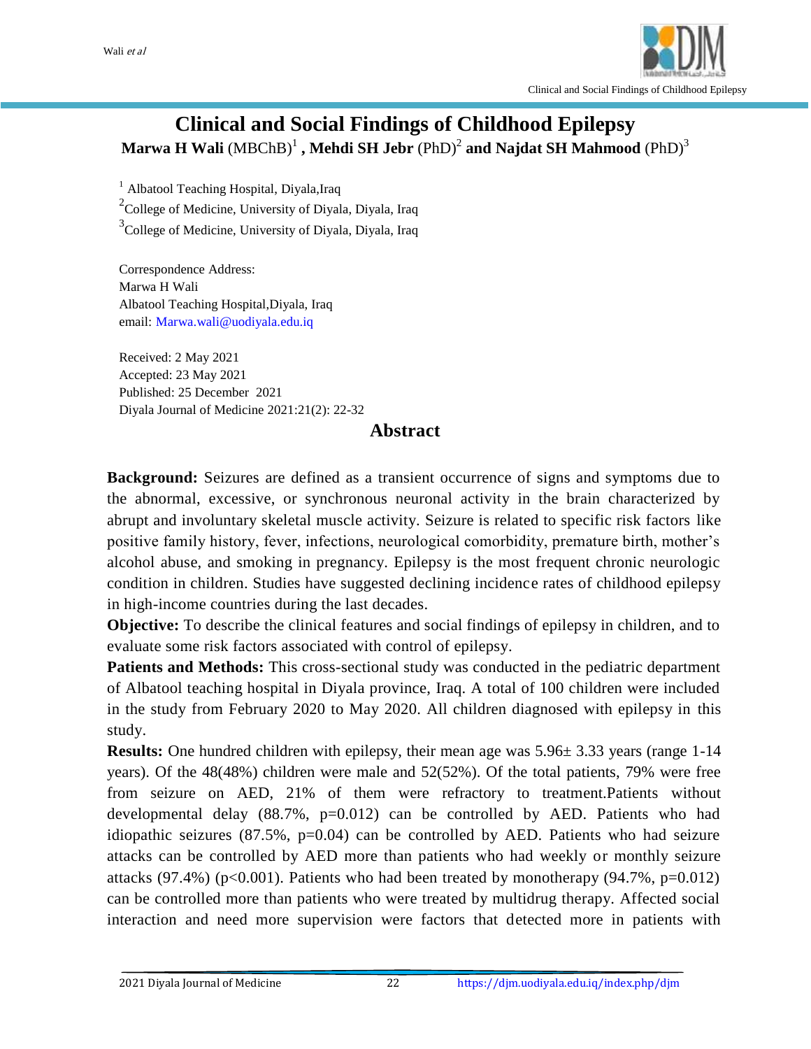# Clinical and Social Findings of Childhood Epilepsy

**Marwa H Wali** (MBChB)[1] **, Mehdi SH Jebr** (PhD)[2] **and Najdat SH Mahmood** (PhD)[3]

[1] Albatool Teaching Hospital, Diyala,Iraq
[2]College of Medicine, University of Diyala, Diyala, Iraq
[3]College of Medicine, University of Diyala, Diyala, Iraq

Correspondence Address:
Marwa H Wali
Albatool Teaching Hospital,Diyala, Iraq
email: Marwa.wali@uodiyala.edu.iq

Received: 2 May 2021
Accepted: 23 May 2021
Published: 25 December 2021
Diyala Journal of Medicine 2021:21(2): 22-32

## Abstract

**Background:** Seizures are defined as a transient occurrence of signs and symptoms due to the abnormal, excessive, or synchronous neuronal activity in the brain characterized by abrupt and involuntary skeletal muscle activity. Seizure is related to specific risk factors like positive family history, fever, infections, neurological comorbidity, premature birth, mother's alcohol abuse, and smoking in pregnancy. Epilepsy is the most frequent chronic neurologic condition in children. Studies have suggested declining incidence rates of childhood epilepsy in high-income countries during the last decades.

**Objective:** To describe the clinical features and social findings of epilepsy in children, and to evaluate some risk factors associated with control of epilepsy.

**Patients and Methods:** This cross-sectional study was conducted in the pediatric department of Albatool teaching hospital in Diyala province, Iraq. A total of 100 children were included in the study from February 2020 to May 2020. All children diagnosed with epilepsy in this study.

**Results:** One hundred children with epilepsy, their mean age was 5.96± 3.33 years (range 1-14 years). Of the 48(48%) children were male and 52(52%). Of the total patients, 79% were free from seizure on AED, 21% of them were refractory to treatment.Patients without developmental delay (88.7%, p=0.012) can be controlled by AED. Patients who had idiopathic seizures (87.5%, p=0.04) can be controlled by AED. Patients who had seizure attacks can be controlled by AED more than patients who had weekly or monthly seizure attacks (97.4%) (p<0.001). Patients who had been treated by monotherapy (94.7%, p=0.012) can be controlled more than patients who were treated by multidrug therapy. Affected social interaction and need more supervision were factors that detected more in patients with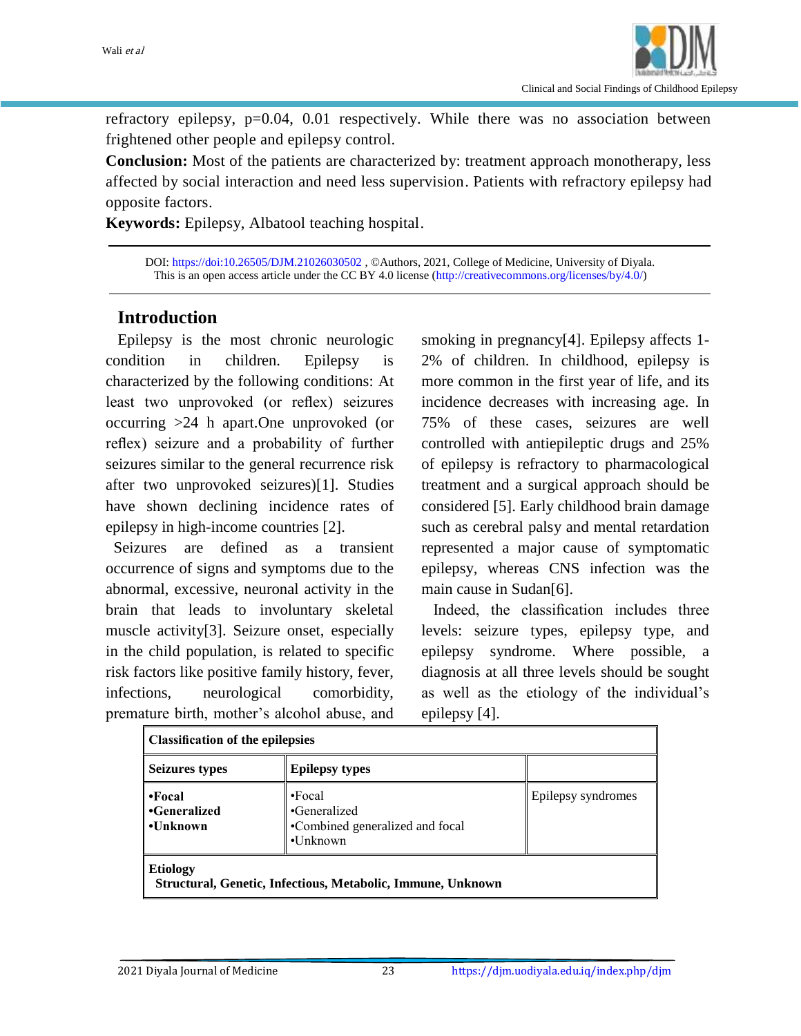refractory epilepsy, p=0.04, 0.01 respectively. While there was no association between frightened other people and epilepsy control.

**Conclusion:** Most of the patients are characterized by: treatment approach monotherapy, less affected by social interaction and need less supervision. Patients with refractory epilepsy had opposite factors.

**Keywords:** Epilepsy, Albatool teaching hospital.

---

DOI: https://doi:10.26505/DJM.21026030502 , ©Authors, 2021, College of Medicine, University of Diyala. This is an open access article under the CC BY 4.0 license (http://creativecommons.org/licenses/by/4.0/)

---

## Introduction

Epilepsy is the most chronic neurologic condition in children. Epilepsy is characterized by the following conditions: At least two unprovoked (or reflex) seizures occurring >24 h apart.One unprovoked (or reflex) seizure and a probability of further seizures similar to the general recurrence risk after two unprovoked seizures)[1]. Studies have shown declining incidence rates of epilepsy in high-income countries [2].

Seizures are defined as a transient occurrence of signs and symptoms due to the abnormal, excessive, neuronal activity in the brain that leads to involuntary skeletal muscle activity[3]. Seizure onset, especially in the child population, is related to specific risk factors like positive family history, fever, infections, neurological comorbidity, premature birth, mother's alcohol abuse, and smoking in pregnancy[4]. Epilepsy affects 1-2% of children. In childhood, epilepsy is more common in the first year of life, and its incidence decreases with increasing age. In 75% of these cases, seizures are well controlled with antiepileptic drugs and 25% of epilepsy is refractory to pharmacological treatment and a surgical approach should be considered [5]. Early childhood brain damage such as cerebral palsy and mental retardation represented a major cause of symptomatic epilepsy, whereas CNS infection was the main cause in Sudan[6].

Indeed, the classification includes three levels: seizure types, epilepsy type, and epilepsy syndrome. Where possible, a diagnosis at all three levels should be sought as well as the etiology of the individual's epilepsy [4].

| **Classification of the epilepsies** | | |
|---|---|---|
| **Seizures types** | **Epilepsy types** | |
| **•Focal**<br>**•Generalized**<br>**•Unknown** | •Focal<br>•Generalized<br>•Combined generalized and focal<br>•Unknown | Epilepsy syndromes |
| **Etiology**<br>**Structural, Genetic, Infectious, Metabolic, Immune, Unknown** | | |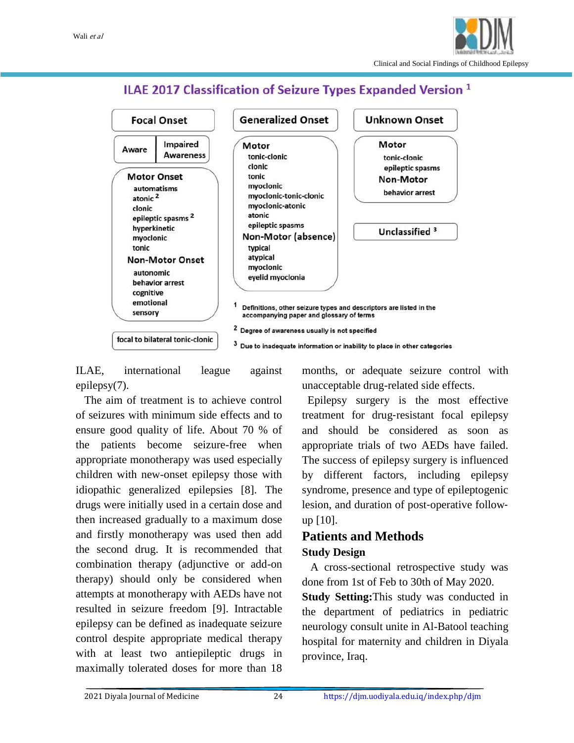## ILAE 2017 Classification of Seizure Types Expanded Version [1]

| Focal Onset | Generalized Onset | Unknown Onset |
|---|---|---|
| Aware / Impaired Awareness | **Motor**: tonic-clonic, clonic, tonic, myoclonic, myoclonic-tonic-clonic, myoclonic-atonic, atonic, epileptic spasms | **Motor**: tonic-clonic, epileptic spasms |
| **Motor Onset**: automatisms, atonic [2], clonic, epileptic spasms [2], hyperkinetic, myoclonic, tonic | **Non-Motor (absence)**: typical, atypical, myoclonic, eyelid myoclonia | **Non-Motor**: behavior arrest |
| **Non-Motor Onset**: autonomic, behavior arrest, cognitive, emotional, sensory | | Unclassified [3] |
| focal to bilateral tonic-clonic | | |

[1] Definitions, other seizure types and descriptors are listed in the accompanying paper and glossary of terms

[2] Degree of awareness usually is not specified

[3] Due to inadequate information or inability to place in other categories

ILAE, international league against epilepsy(7).

The aim of treatment is to achieve control of seizures with minimum side effects and to ensure good quality of life. About 70 % of the patients become seizure-free when appropriate monotherapy was used especially children with new-onset epilepsy those with idiopathic generalized epilepsies [8]. The drugs were initially used in a certain dose and then increased gradually to a maximum dose and firstly monotherapy was used then add the second drug. It is recommended that combination therapy (adjunctive or add-on therapy) should only be considered when attempts at monotherapy with AEDs have not resulted in seizure freedom [9]. Intractable epilepsy can be defined as inadequate seizure control despite appropriate medical therapy with at least two antiepileptic drugs in maximally tolerated doses for more than 18 months, or adequate seizure control with unacceptable drug-related side effects.

Epilepsy surgery is the most effective treatment for drug-resistant focal epilepsy and should be considered as soon as appropriate trials of two AEDs have failed. The success of epilepsy surgery is influenced by different factors, including epilepsy syndrome, presence and type of epileptogenic lesion, and duration of post-operative follow-up [10].

## Patients and Methods

### Study Design

A cross-sectional retrospective study was done from 1st of Feb to 30th of May 2020.

**Study Setting:** This study was conducted in the department of pediatrics in pediatric neurology consult unite in Al-Batool teaching hospital for maternity and children in Diyala province, Iraq.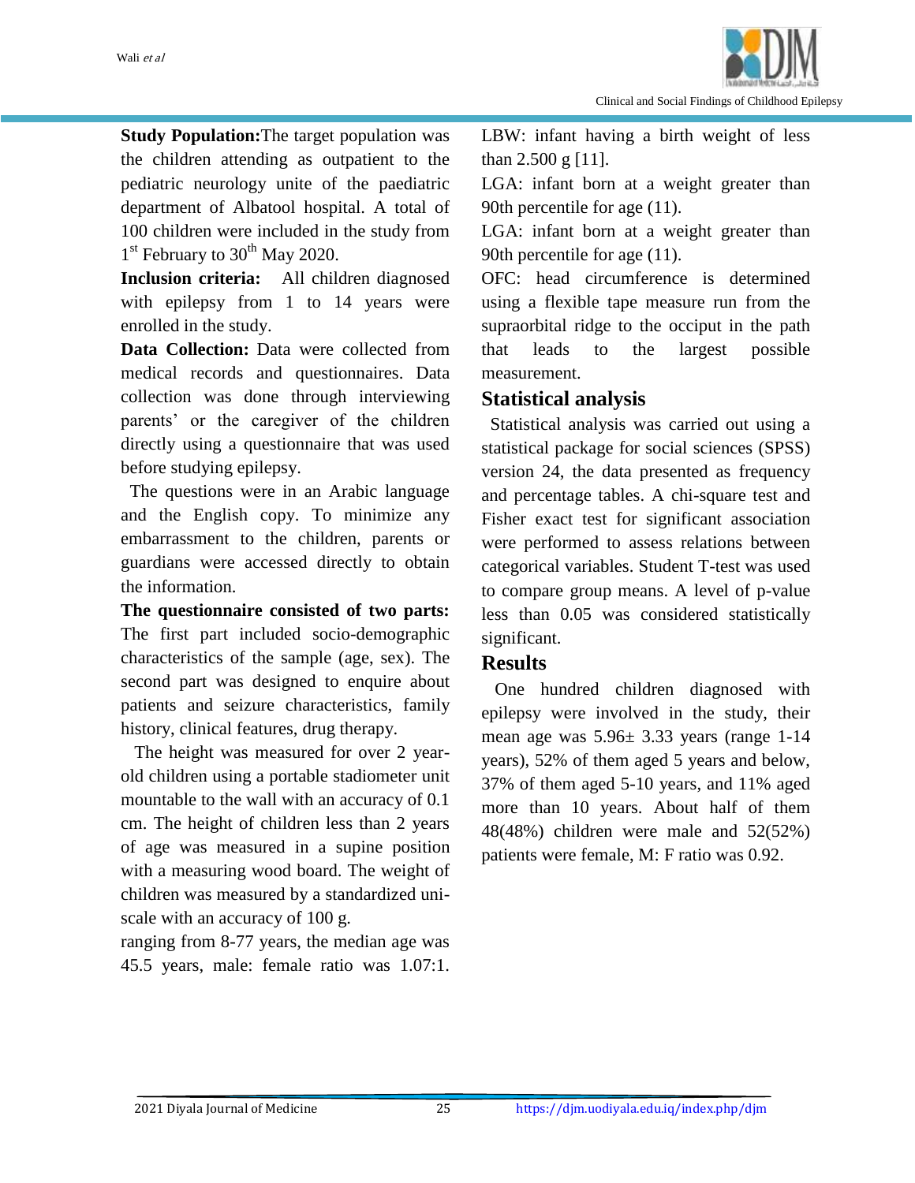**Study Population:**The target population was the children attending as outpatient to the pediatric neurology unite of the paediatric department of Albatool hospital. A total of 100 children were included in the study from 1st February to 30th May 2020.

**Inclusion criteria:** All children diagnosed with epilepsy from 1 to 14 years were enrolled in the study.

**Data Collection:** Data were collected from medical records and questionnaires. Data collection was done through interviewing parents' or the caregiver of the children directly using a questionnaire that was used before studying epilepsy.

The questions were in an Arabic language and the English copy. To minimize any embarrassment to the children, parents or guardians were accessed directly to obtain the information.

**The questionnaire consisted of two parts:** The first part included socio-demographic characteristics of the sample (age, sex). The second part was designed to enquire about patients and seizure characteristics, family history, clinical features, drug therapy.

The height was measured for over 2 year-old children using a portable stadiometer unit mountable to the wall with an accuracy of 0.1 cm. The height of children less than 2 years of age was measured in a supine position with a measuring wood board. The weight of children was measured by a standardized uni-scale with an accuracy of 100 g.

ranging from 8-77 years, the median age was 45.5 years, male: female ratio was 1.07:1.

LBW: infant having a birth weight of less than 2.500 g [11].

LGA: infant born at a weight greater than 90th percentile for age (11).

LGA: infant born at a weight greater than 90th percentile for age (11).

OFC: head circumference is determined using a flexible tape measure run from the supraorbital ridge to the occiput in the path that leads to the largest possible measurement.

## Statistical analysis

Statistical analysis was carried out using a statistical package for social sciences (SPSS) version 24, the data presented as frequency and percentage tables. A chi-square test and Fisher exact test for significant association were performed to assess relations between categorical variables. Student T-test was used to compare group means. A level of p-value less than 0.05 was considered statistically significant.

## Results

One hundred children diagnosed with epilepsy were involved in the study, their mean age was 5.96± 3.33 years (range 1-14 years), 52% of them aged 5 years and below, 37% of them aged 5-10 years, and 11% aged more than 10 years. About half of them 48(48%) children were male and 52(52%) patients were female, M: F ratio was 0.92.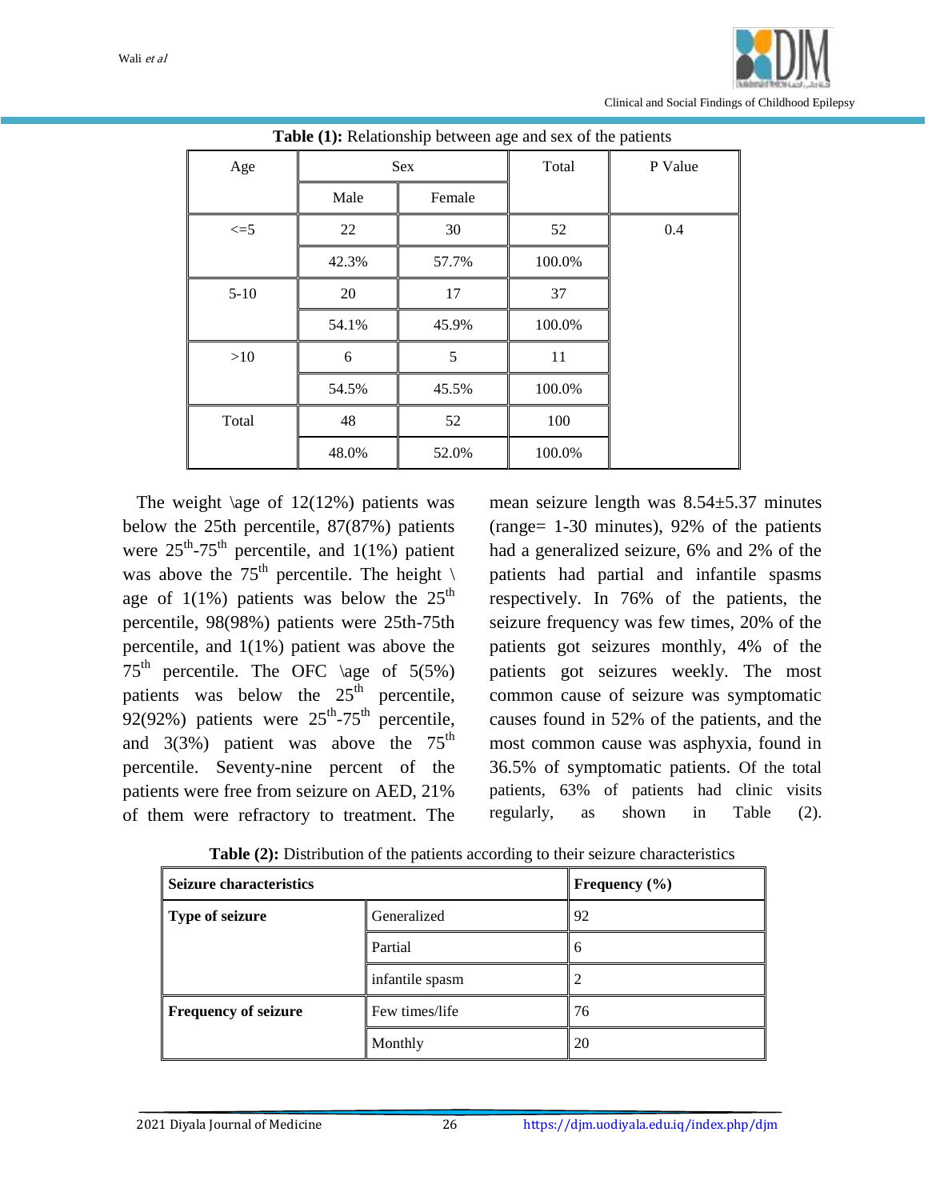**Table (1):** Relationship between age and sex of the patients

| Age | Sex | | Total | P Value |
|---|---|---|---|---|
| | Male | Female | | |
| <=5 | 22 | 30 | 52 | 0.4 |
| | 42.3% | 57.7% | 100.0% | |
| 5-10 | 20 | 17 | 37 | |
| | 54.1% | 45.9% | 100.0% | |
| >10 | 6 | 5 | 11 | |
| | 54.5% | 45.5% | 100.0% | |
| Total | 48 | 52 | 100 | |
| | 48.0% | 52.0% | 100.0% | |

The weight \age of 12(12%) patients was below the 25th percentile, 87(87%) patients were 25$^{th}$-75$^{th}$ percentile, and 1(1%) patient was above the 75$^{th}$ percentile. The height \ age of 1(1%) patients was below the 25$^{th}$ percentile, 98(98%) patients were 25th-75th percentile, and 1(1%) patient was above the 75$^{th}$ percentile. The OFC \age of 5(5%) patients was below the 25$^{th}$ percentile, 92(92%) patients were 25$^{th}$-75$^{th}$ percentile, and 3(3%) patient was above the 75$^{th}$ percentile. Seventy-nine percent of the patients were free from seizure on AED, 21% of them were refractory to treatment. The mean seizure length was 8.54±5.37 minutes (range= 1-30 minutes), 92% of the patients had a generalized seizure, 6% and 2% of the patients had partial and infantile spasms respectively. In 76% of the patients, the seizure frequency was few times, 20% of the patients got seizures monthly, 4% of the patients got seizures weekly. The most common cause of seizure was symptomatic causes found in 52% of the patients, and the most common cause was asphyxia, found in 36.5% of symptomatic patients. Of the total patients, 63% of patients had clinic visits regularly, as shown in Table (2).

**Table (2):** Distribution of the patients according to their seizure characteristics

| **Seizure characteristics** | | **Frequency (%)** |
|---|---|---|
| **Type of seizure** | Generalized | 92 |
| | Partial | 6 |
| | infantile spasm | 2 |
| **Frequency of seizure** | Few times/life | 76 |
| | Monthly | 20 |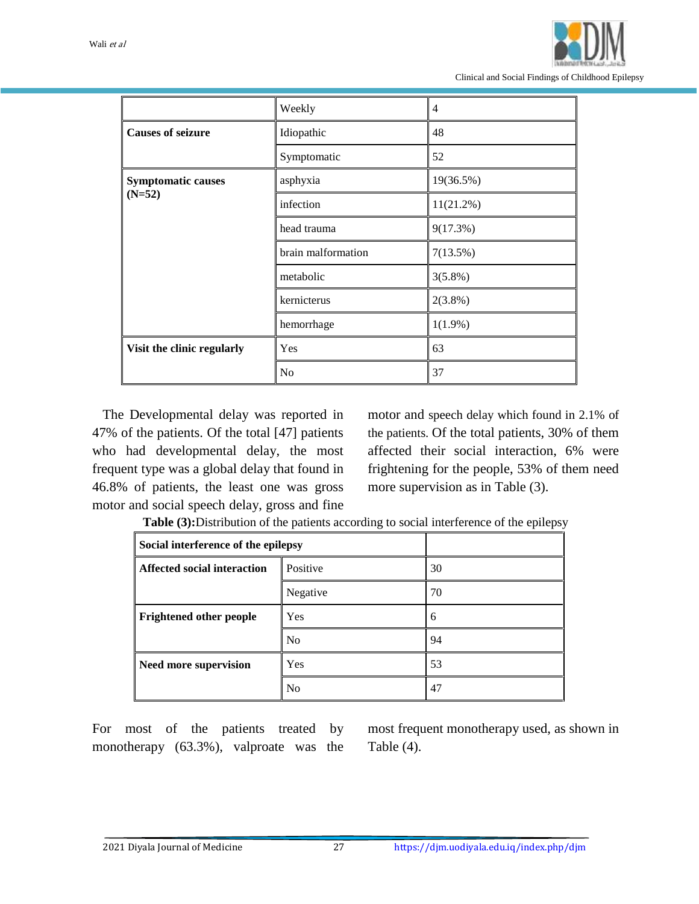|  |  |  |
|---|---|---|
|  | Weekly | 4 |
| **Causes of seizure** | Idiopathic | 48 |
|  | Symptomatic | 52 |
| **Symptomatic causes (N=52)** | asphyxia | 19(36.5%) |
|  | infection | 11(21.2%) |
|  | head trauma | 9(17.3%) |
|  | brain malformation | 7(13.5%) |
|  | metabolic | 3(5.8%) |
|  | kernicterus | 2(3.8%) |
|  | hemorrhage | 1(1.9%) |
| **Visit the clinic regularly** | Yes | 63 |
|  | No | 37 |

The Developmental delay was reported in 47% of the patients. Of the total [47] patients who had developmental delay, the most frequent type was a global delay that found in 46.8% of patients, the least one was gross motor and social speech delay, gross and fine motor and speech delay which found in 2.1% of the patients. Of the total patients, 30% of them affected their social interaction, 6% were frightening for the people, 53% of them need more supervision as in Table (3).

**Table (3):** Distribution of the patients according to social interference of the epilepsy

| **Social interference of the epilepsy** | | |
|---|---|---|
| **Affected social interaction** | Positive | 30 |
|  | Negative | 70 |
| **Frightened other people** | Yes | 6 |
|  | No | 94 |
| **Need more supervision** | Yes | 53 |
|  | No | 47 |

For most of the patients treated by monotherapy (63.3%), valproate was the most frequent monotherapy used, as shown in Table (4).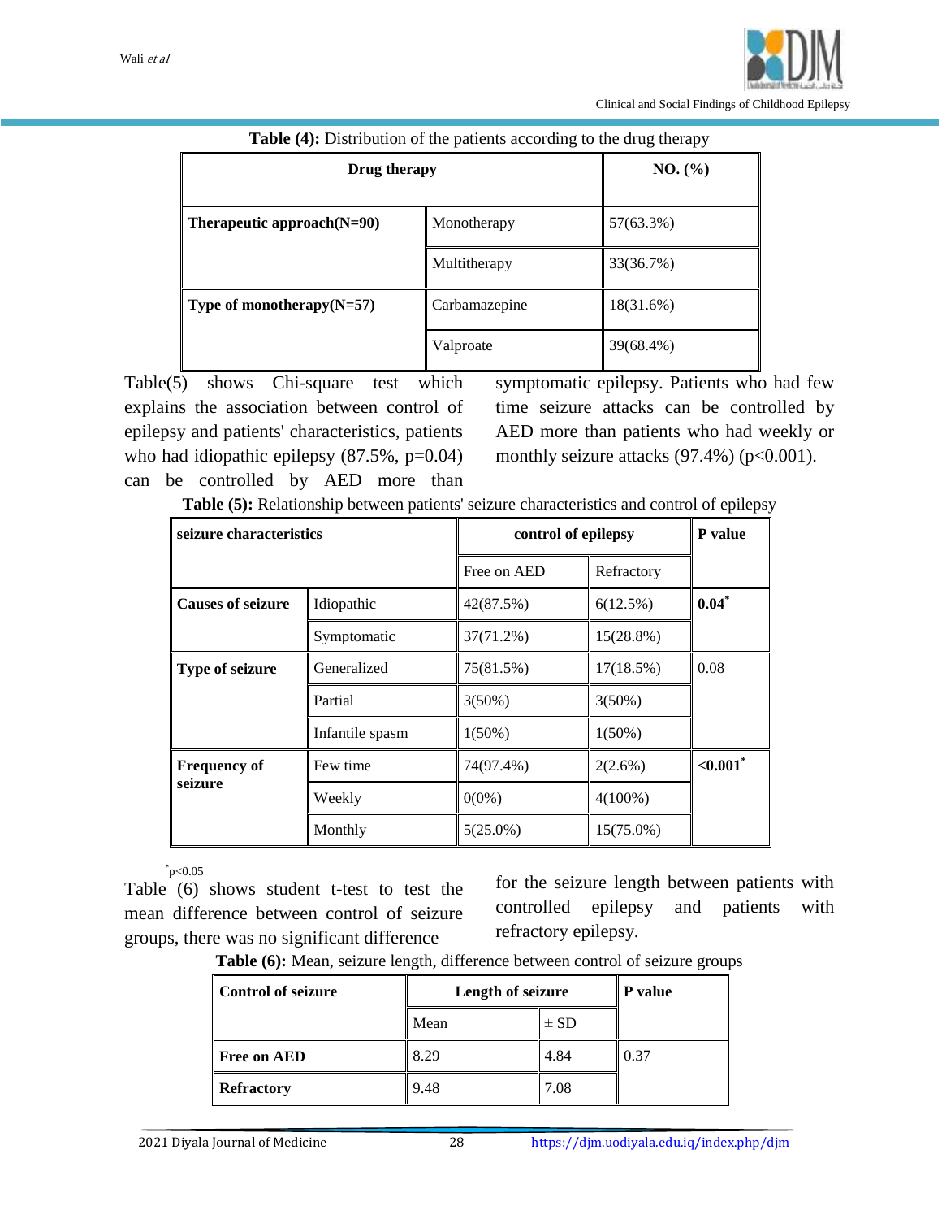**Table (4):** Distribution of the patients according to the drug therapy

| **Drug therapy** | | **NO. (%)** |
|---|---|---|
| **Therapeutic approach(N=90)** | Monotherapy | 57(63.3%) |
| | Multitherapy | 33(36.7%) |
| **Type of monotherapy(N=57)** | Carbamazepine | 18(31.6%) |
| | Valproate | 39(68.4%) |

Table(5) shows Chi-square test which explains the association between control of epilepsy and patients' characteristics, patients who had idiopathic epilepsy (87.5%, p=0.04) can be controlled by AED more than symptomatic epilepsy. Patients who had few time seizure attacks can be controlled by AED more than patients who had weekly or monthly seizure attacks (97.4%) (p<0.001).

**Table (5):** Relationship between patients' seizure characteristics and control of epilepsy

| **seizure characteristics** | | **control of epilepsy** | | **P value** |
|---|---|---|---|---|
| | | Free on AED | Refractory | |
| **Causes of seizure** | Idiopathic | 42(87.5%) | 6(12.5%) | **0.04*** |
| | Symptomatic | 37(71.2%) | 15(28.8%) | |
| **Type of seizure** | Generalized | 75(81.5%) | 17(18.5%) | 0.08 |
| | Partial | 3(50%) | 3(50%) | |
| | Infantile spasm | 1(50%) | 1(50%) | |
| **Frequency of seizure** | Few time | 74(97.4%) | 2(2.6%) | **<0.001*** |
| | Weekly | 0(0%) | 4(100%) | |
| | Monthly | 5(25.0%) | 15(75.0%) | |

*p<0.05

Table (6) shows student t-test to test the mean difference between control of seizure groups, there was no significant difference for the seizure length between patients with controlled epilepsy and patients with refractory epilepsy.

**Table (6):** Mean, seizure length, difference between control of seizure groups

| **Control of seizure** | **Length of seizure** | | **P value** |
|---|---|---|---|
| | Mean | ± SD | |
| **Free on AED** | 8.29 | 4.84 | 0.37 |
| **Refractory** | 9.48 | 7.08 | |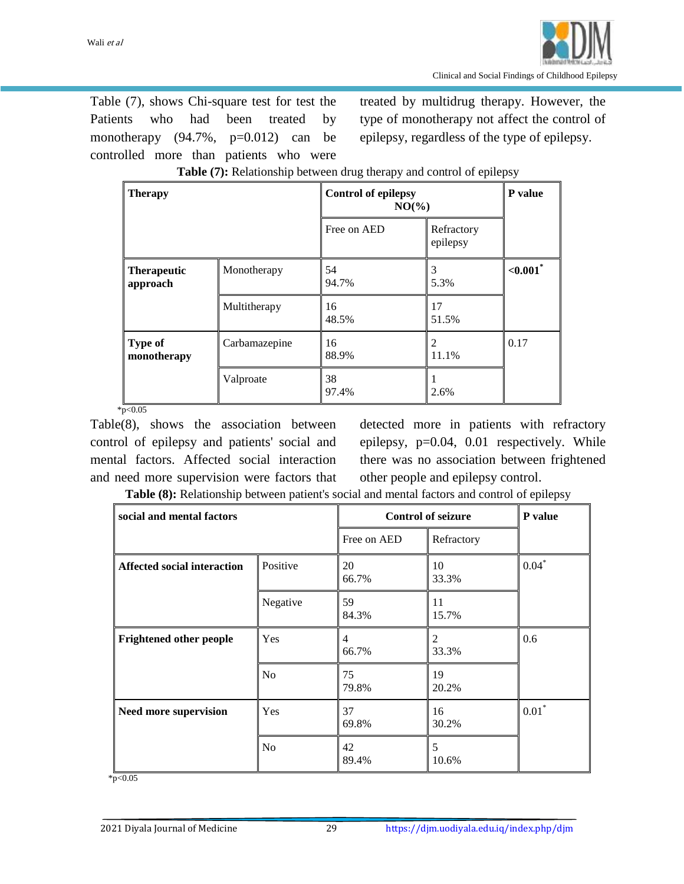Table (7), shows Chi-square test for test the Patients who had been treated by monotherapy (94.7%, p=0.012) can be controlled more than patients who were treated by multidrug therapy. However, the type of monotherapy not affect the control of epilepsy, regardless of the type of epilepsy.

**Table (7):** Relationship between drug therapy and control of epilepsy

| **Therapy** | | **Control of epilepsy NO(%)** | | **P value** |
|---|---|---|---|---|
| | | Free on AED | Refractory epilepsy | |
| **Therapeutic approach** | Monotherapy | 54 94.7% | 3 5.3% | **<0.001*** |
| | Multitherapy | 16 48.5% | 17 51.5% | |
| **Type of monotherapy** | Carbamazepine | 16 88.9% | 2 11.1% | 0.17 |
| | Valproate | 38 97.4% | 1 2.6% | |

*p<0.05

Table(8), shows the association between control of epilepsy and patients' social and mental factors. Affected social interaction and need more supervision were factors that detected more in patients with refractory epilepsy, p=0.04, 0.01 respectively. While there was no association between frightened other people and epilepsy control.

**Table (8):** Relationship between patient's social and mental factors and control of epilepsy

| **social and mental factors** | | **Control of seizure** | | **P value** |
|---|---|---|---|---|
| | | Free on AED | Refractory | |
| **Affected social interaction** | Positive | 20 66.7% | 10 33.3% | 0.04* |
| | Negative | 59 84.3% | 11 15.7% | |
| **Frightened other people** | Yes | 4 66.7% | 2 33.3% | 0.6 |
| | No | 75 79.8% | 19 20.2% | |
| **Need more supervision** | Yes | 37 69.8% | 16 30.2% | 0.01* |
| | No | 42 89.4% | 5 10.6% | |

*p<0.05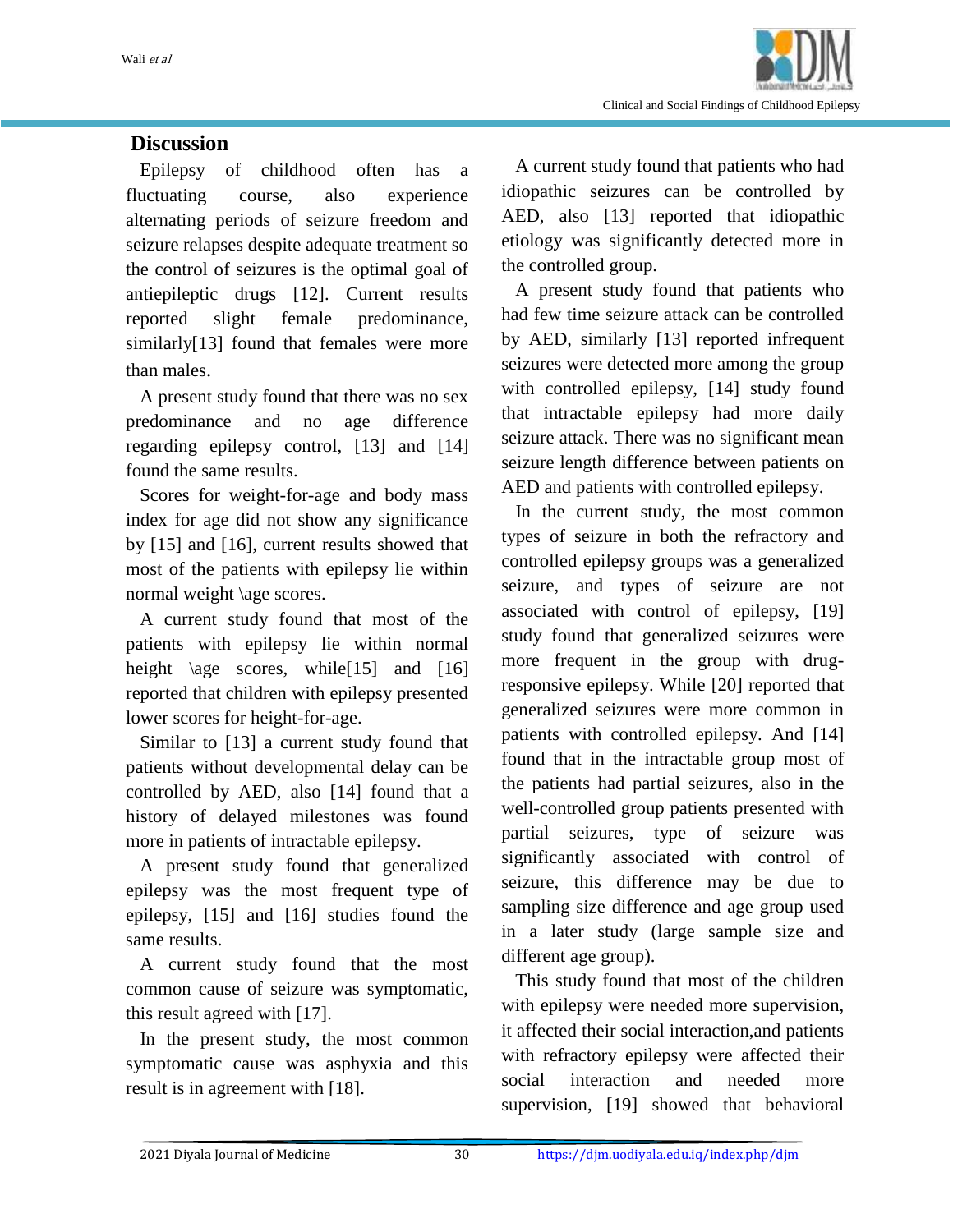## Discussion

Epilepsy of childhood often has a fluctuating course, also experience alternating periods of seizure freedom and seizure relapses despite adequate treatment so the control of seizures is the optimal goal of antiepileptic drugs [12]. Current results reported slight female predominance, similarly[13] found that females were more than males.

A present study found that there was no sex predominance and no age difference regarding epilepsy control, [13] and [14] found the same results.

Scores for weight-for-age and body mass index for age did not show any significance by [15] and [16], current results showed that most of the patients with epilepsy lie within normal weight \age scores.

A current study found that most of the patients with epilepsy lie within normal height \age scores, while[15] and [16] reported that children with epilepsy presented lower scores for height-for-age.

Similar to [13] a current study found that patients without developmental delay can be controlled by AED, also [14] found that a history of delayed milestones was found more in patients of intractable epilepsy.

A present study found that generalized epilepsy was the most frequent type of epilepsy, [15] and [16] studies found the same results.

A current study found that the most common cause of seizure was symptomatic, this result agreed with [17].

In the present study, the most common symptomatic cause was asphyxia and this result is in agreement with [18].

A current study found that patients who had idiopathic seizures can be controlled by AED, also [13] reported that idiopathic etiology was significantly detected more in the controlled group.

A present study found that patients who had few time seizure attack can be controlled by AED, similarly [13] reported infrequent seizures were detected more among the group with controlled epilepsy, [14] study found that intractable epilepsy had more daily seizure attack. There was no significant mean seizure length difference between patients on AED and patients with controlled epilepsy.

In the current study, the most common types of seizure in both the refractory and controlled epilepsy groups was a generalized seizure, and types of seizure are not associated with control of epilepsy, [19] study found that generalized seizures were more frequent in the group with drug-responsive epilepsy. While [20] reported that generalized seizures were more common in patients with controlled epilepsy. And [14] found that in the intractable group most of the patients had partial seizures, also in the well-controlled group patients presented with partial seizures, type of seizure was significantly associated with control of seizure, this difference may be due to sampling size difference and age group used in a later study (large sample size and different age group).

This study found that most of the children with epilepsy were needed more supervision, it affected their social interaction,and patients with refractory epilepsy were affected their social interaction and needed more supervision, [19] showed that behavioral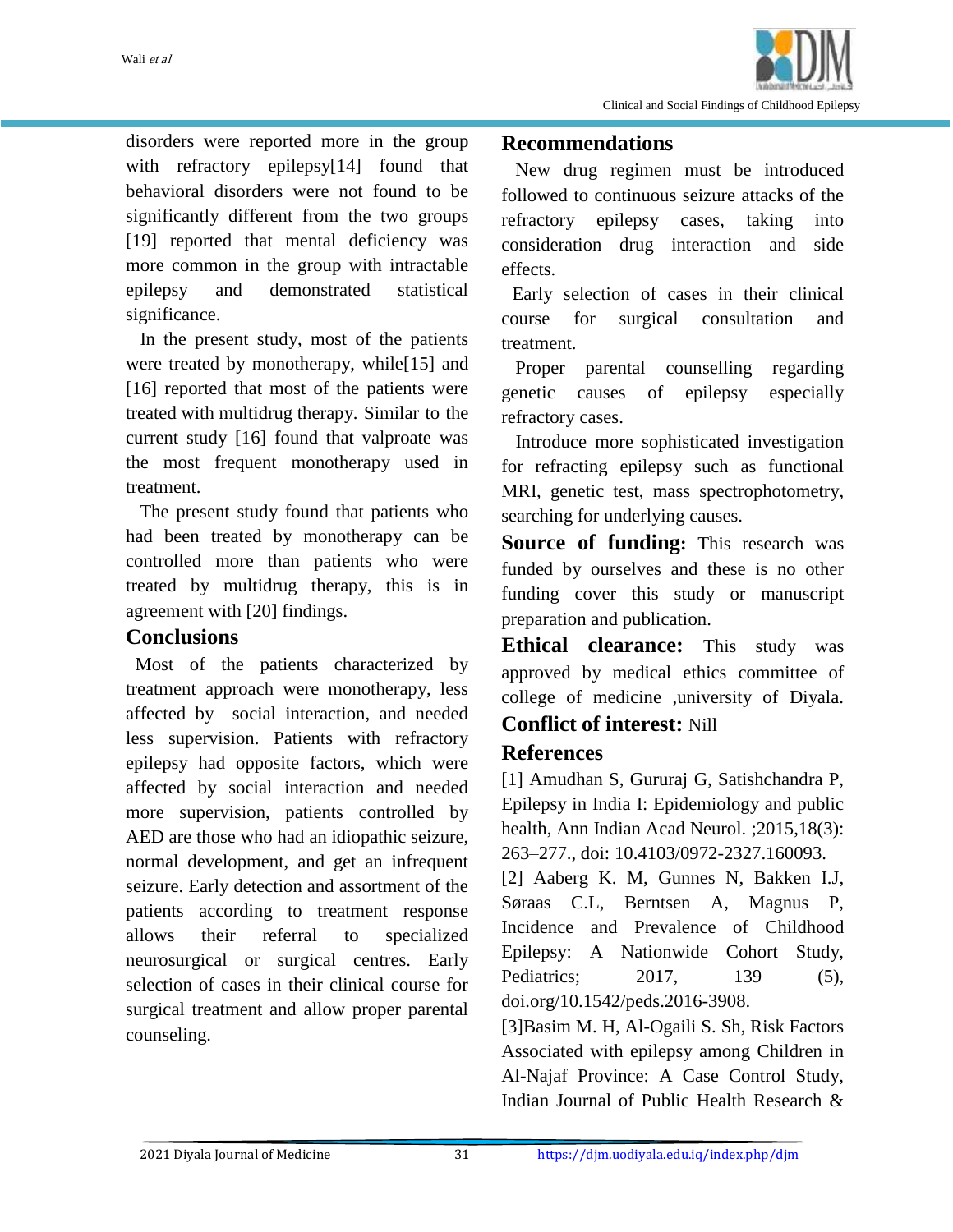disorders were reported more in the group with refractory epilepsy[14] found that behavioral disorders were not found to be significantly different from the two groups [19] reported that mental deficiency was more common in the group with intractable epilepsy and demonstrated statistical significance.

In the present study, most of the patients were treated by monotherapy, while[15] and [16] reported that most of the patients were treated with multidrug therapy. Similar to the current study [16] found that valproate was the most frequent monotherapy used in treatment.

The present study found that patients who had been treated by monotherapy can be controlled more than patients who were treated by multidrug therapy, this is in agreement with [20] findings.

## Conclusions

Most of the patients characterized by treatment approach were monotherapy, less affected by social interaction, and needed less supervision. Patients with refractory epilepsy had opposite factors, which were affected by social interaction and needed more supervision, patients controlled by AED are those who had an idiopathic seizure, normal development, and get an infrequent seizure. Early detection and assortment of the patients according to treatment response allows their referral to specialized neurosurgical or surgical centres. Early selection of cases in their clinical course for surgical treatment and allow proper parental counseling.

## Recommendations

New drug regimen must be introduced followed to continuous seizure attacks of the refractory epilepsy cases, taking into consideration drug interaction and side effects.

Early selection of cases in their clinical course for surgical consultation and treatment.

Proper parental counselling regarding genetic causes of epilepsy especially refractory cases.

Introduce more sophisticated investigation for refracting epilepsy such as functional MRI, genetic test, mass spectrophotometry, searching for underlying causes.

**Source of funding:** This research was funded by ourselves and these is no other funding cover this study or manuscript preparation and publication.

**Ethical clearance:** This study was approved by medical ethics committee of college of medicine ,university of Diyala.

**Conflict of interest:** Nill

## References

[1] Amudhan S, Gururaj G, Satishchandra P, Epilepsy in India I: Epidemiology and public health, Ann Indian Acad Neurol. ;2015,18(3): 263–277., doi: 10.4103/0972-2327.160093.

[2] Aaberg K. M, Gunnes N, Bakken I.J, Søraas C.L, Berntsen A, Magnus P, Incidence and Prevalence of Childhood Epilepsy: A Nationwide Cohort Study, Pediatrics; 2017, 139 (5), doi.org/10.1542/peds.2016-3908.

[3]Basim M. H, Al-Ogaili S. Sh, Risk Factors Associated with epilepsy among Children in Al-Najaf Province: A Case Control Study, Indian Journal of Public Health Research &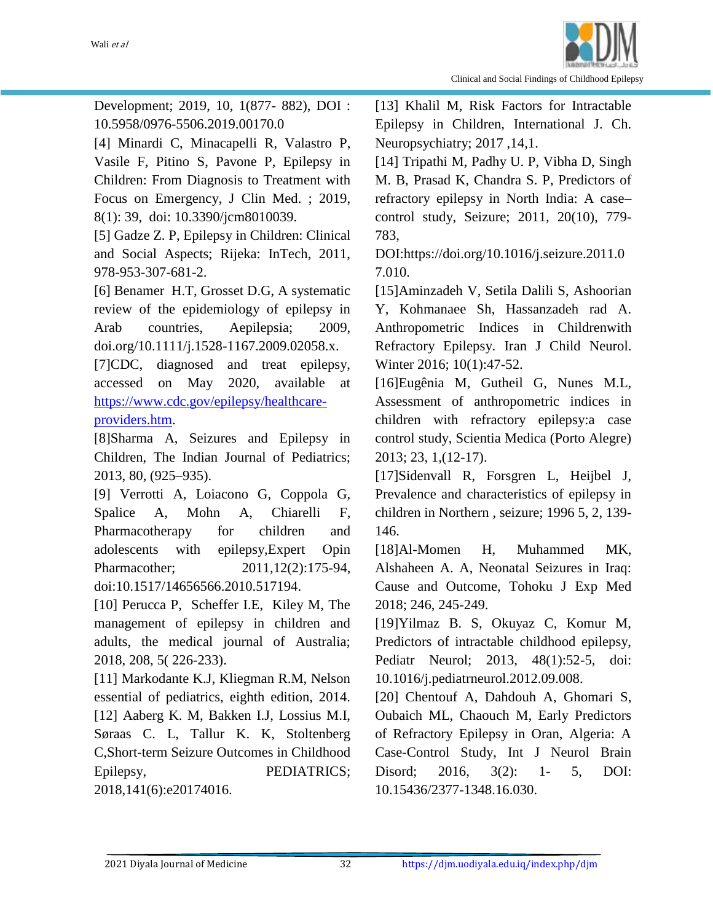Development; 2019, 10, 1(877- 882), DOI : 10.5958/0976-5506.2019.00170.0

[4] Minardi C, Minacapelli R, Valastro P, Vasile F, Pitino S, Pavone P, Epilepsy in Children: From Diagnosis to Treatment with Focus on Emergency, J Clin Med. ; 2019, 8(1): 39, doi: 10.3390/jcm8010039.

[5] Gadze Z. P, Epilepsy in Children: Clinical and Social Aspects; Rijeka: InTech, 2011, 978-953-307-681-2.

[6] Benamer H.T, Grosset D.G, A systematic review of the epidemiology of epilepsy in Arab countries, Aepilepsia; 2009, doi.org/10.1111/j.1528-1167.2009.02058.x.

[7]CDC, diagnosed and treat epilepsy, accessed on May 2020, available at [https://www.cdc.gov/epilepsy/healthcare-providers.htm](https://www.cdc.gov/epilepsy/healthcare-providers.htm).

[8]Sharma A, Seizures and Epilepsy in Children, The Indian Journal of Pediatrics; 2013, 80, (925–935).

[9] Verrotti A, Loiacono G, Coppola G, Spalice A, Mohn A, Chiarelli F, Pharmacotherapy for children and adolescents with epilepsy,Expert Opin Pharmacother; 2011,12(2):175-94, doi:10.1517/14656566.2010.517194.

[10] Perucca P, Scheffer I.E, Kiley M, The management of epilepsy in children and adults, the medical journal of Australia; 2018, 208, 5( 226-233).

[11] Markodante K.J, Kliegman R.M, Nelson essential of pediatrics, eighth edition, 2014.

[12] Aaberg K. M, Bakken I.J, Lossius M.I, Søraas C. L, Tallur K. K, Stoltenberg C,Short-term Seizure Outcomes in Childhood Epilepsy, PEDIATRICS; 2018,141(6):e20174016.

[13] Khalil M, Risk Factors for Intractable Epilepsy in Children, International J. Ch. Neuropsychiatry; 2017 ,14,1.

[14] Tripathi M, Padhy U. P, Vibha D, Singh M. B, Prasad K, Chandra S. P, Predictors of refractory epilepsy in North India: A case–control study, Seizure; 2011, 20(10), 779-783, DOI:https://doi.org/10.1016/j.seizure.2011.07.010.

[15]Aminzadeh V, Setila Dalili S, Ashoorian Y, Kohmanaee Sh, Hassanzadeh rad A. Anthropometric Indices in Childrenwith Refractory Epilepsy. Iran J Child Neurol. Winter 2016; 10(1):47-52.

[16]Eugênia M, Gutheil G, Nunes M.L, Assessment of anthropometric indices in children with refractory epilepsy:a case control study, Scientia Medica (Porto Alegre) 2013; 23, 1,(12-17).

[17]Sidenvall R, Forsgren L, Heijbel J, Prevalence and characteristics of epilepsy in children in Northern , seizure; 1996 5, 2, 139-146.

[18]Al-Momen H, Muhammed MK, Alshaheen A. A, Neonatal Seizures in Iraq: Cause and Outcome, Tohoku J Exp Med 2018; 246, 245-249.

[19]Yilmaz B. S, Okuyaz C, Komur M, Predictors of intractable childhood epilepsy, Pediatr Neurol; 2013, 48(1):52-5, doi: 10.1016/j.pediatrneurol.2012.09.008.

[20] Chentouf A, Dahdouh A, Ghomari S, Oubaich ML, Chaouch M, Early Predictors of Refractory Epilepsy in Oran, Algeria: A Case-Control Study, Int J Neurol Brain Disord; 2016, 3(2): 1- 5, DOI: 10.15436/2377-1348.16.030.